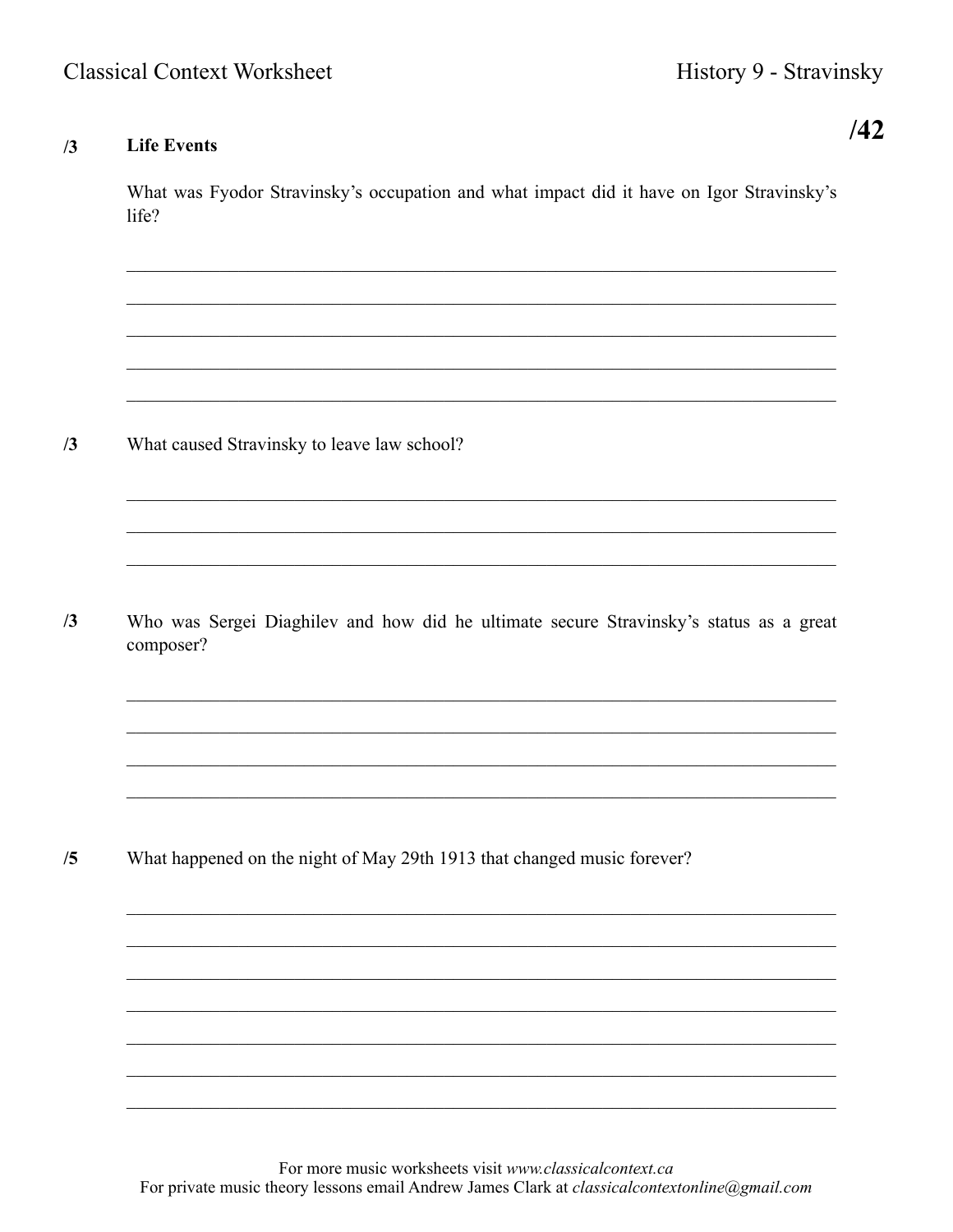**/42**

**/3** **Life Events**

What was Fyodor Stravinsky's occupation and what impact did it have on Igor Stravinsky's life?

______________________________________________________________________________

______________________________________________________________________________

______________________________________________________________________________

______________________________________________________________________________

______________________________________________________________________________

**/3** What caused Stravinsky to leave law school?

______________________________________________________________________________

______________________________________________________________________________

______________________________________________________________________________

**/3** Who was Sergei Diaghilev and how did he ultimate secure Stravinsky's status as a great composer?

______________________________________________________________________________

______________________________________________________________________________

______________________________________________________________________________

______________________________________________________________________________

**/5** What happened on the night of May 29th 1913 that changed music forever?

______________________________________________________________________________

______________________________________________________________________________

______________________________________________________________________________

______________________________________________________________________________

______________________________________________________________________________

______________________________________________________________________________

______________________________________________________________________________

For more music worksheets visit *www.classicalcontext.ca*
For private music theory lessons email Andrew James Clark at *classicalcontextonline@gmail.com*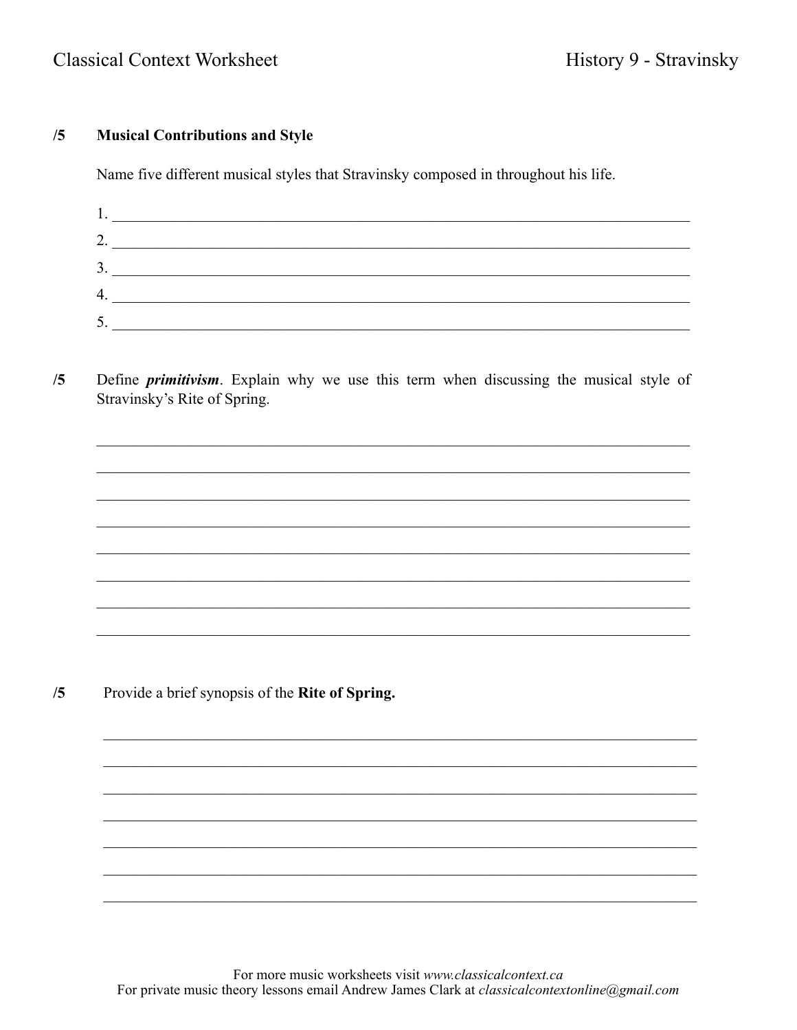**/5** **Musical Contributions and Style**

Name five different musical styles that Stravinsky composed in throughout his life.

1. ______________________________
2. ______________________________
3. ______________________________
4. ______________________________
5. ______________________________

**/5** Define ***primitivism***. Explain why we use this term when discussing the musical style of Stravinsky's Rite of Spring.

______________________________

______________________________

______________________________

______________________________

______________________________

______________________________

______________________________

______________________________

**/5** Provide a brief synopsis of the **Rite of Spring.**

______________________________

______________________________

______________________________

______________________________

______________________________

______________________________

______________________________

For more music worksheets visit *www.classicalcontext.ca*
For private music theory lessons email Andrew James Clark at *classicalcontextonline@gmail.com*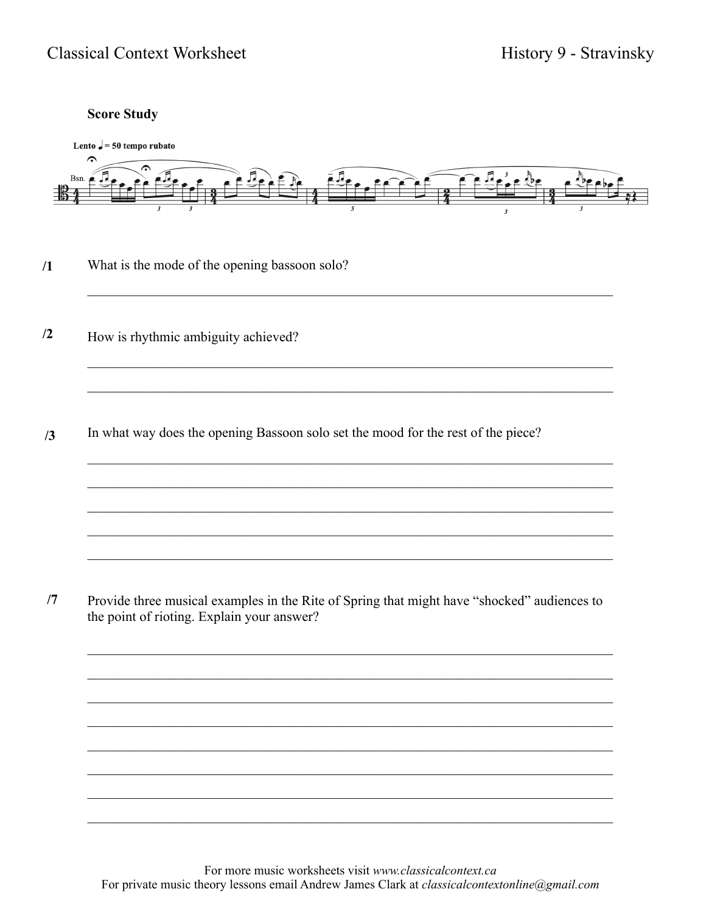**Score Study**

Lento ♩= 50 tempo rubato

/1 What is the mode of the opening bassoon solo?

/2 How is rhythmic ambiguity achieved?

/3 In what way does the opening Bassoon solo set the mood for the rest of the piece?

/7 Provide three musical examples in the Rite of Spring that might have "shocked" audiences to the point of rioting. Explain your answer?

For more music worksheets visit *www.classicalcontext.ca*
For private music theory lessons email Andrew James Clark at *classicalcontextonline@gmail.com*